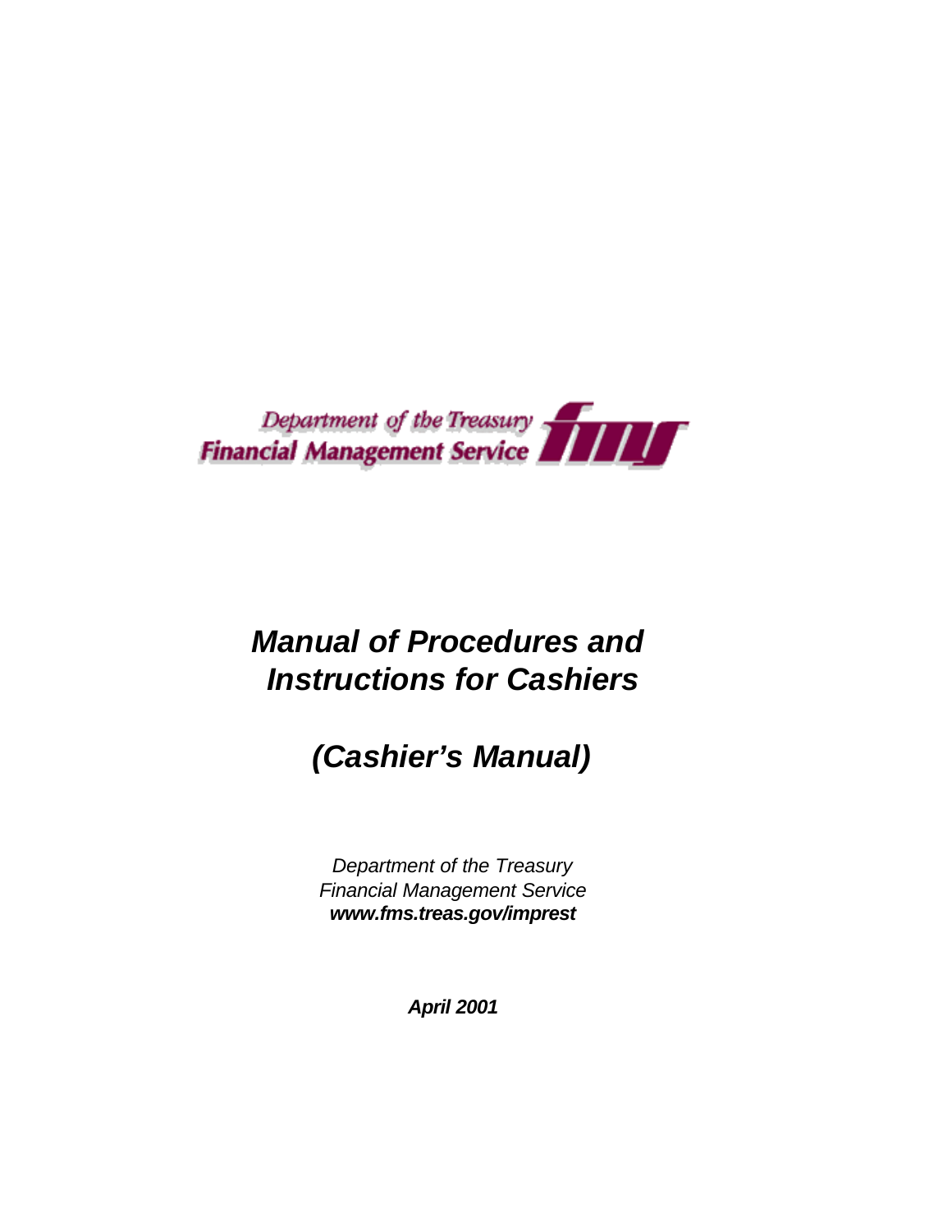Department of the Treasury
Financial Management Service

# *Manual of Procedures and Instructions for Cashiers*

# *(Cashier's Manual)*

*Department of the Treasury*
*Financial Management Service*
***www.fms.treas.gov/imprest***

***April 2001***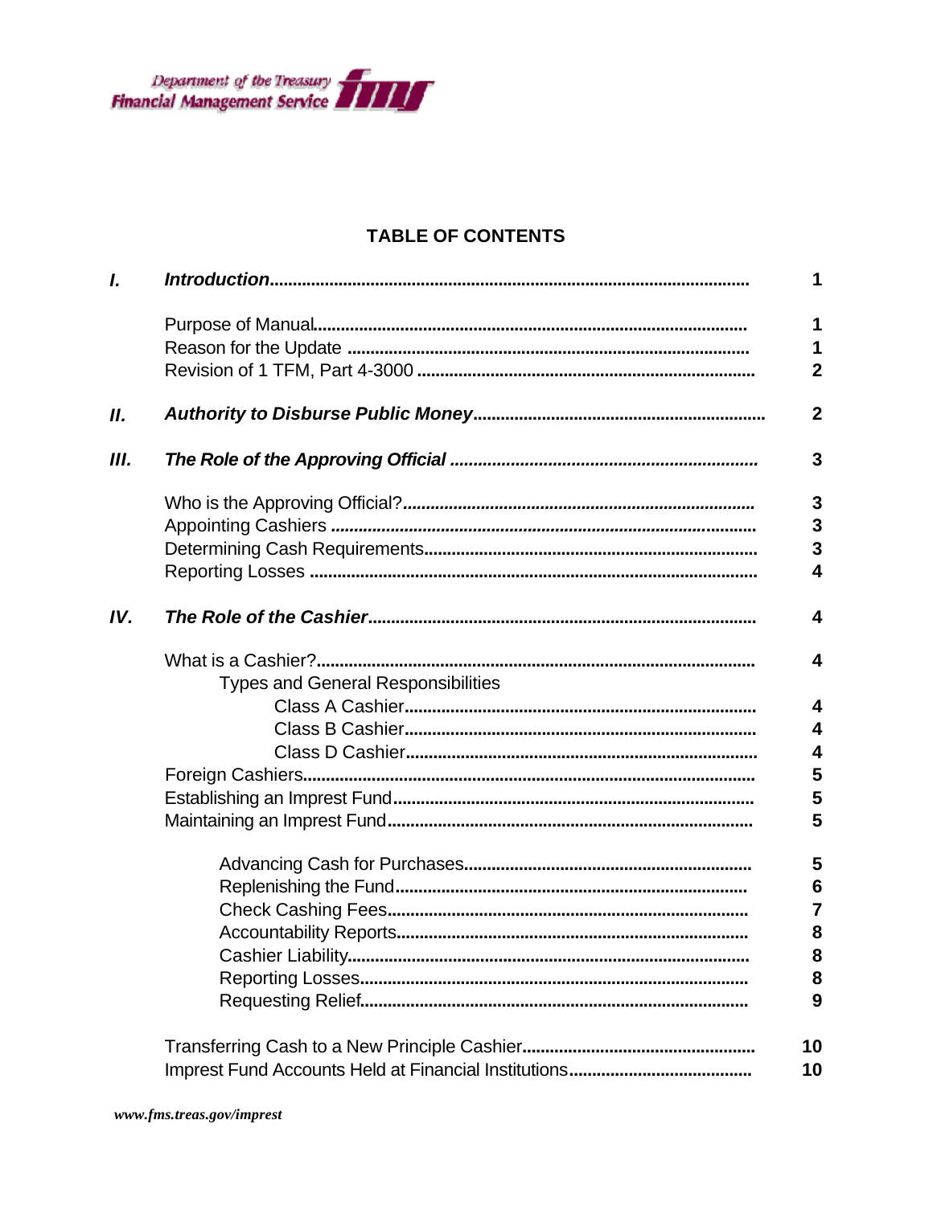Department of the Treasury
Financial Management Service

# TABLE OF CONTENTS

| | | |
|---|---|---|
| ***I.*** | ***Introduction*** | **1** |
| | Purpose of Manual | **1** |
| | Reason for the Update | **1** |
| | Revision of 1 TFM, Part 4-3000 | **2** |
| ***II.*** | ***Authority to Disburse Public Money*** | **2** |
| ***III.*** | ***The Role of the Approving Official*** | **3** |
| | Who is the Approving Official? | **3** |
| | Appointing Cashiers | **3** |
| | Determining Cash Requirements | **3** |
| | Reporting Losses | **4** |
| ***IV.*** | ***The Role of the Cashier*** | **4** |
| | What is a Cashier? | **4** |
| | Types and General Responsibilities | |
| | Class A Cashier | **4** |
| | Class B Cashier | **4** |
| | Class D Cashier | **4** |
| | Foreign Cashiers | **5** |
| | Establishing an Imprest Fund | **5** |
| | Maintaining an Imprest Fund | **5** |
| | Advancing Cash for Purchases | **5** |
| | Replenishing the Fund | **6** |
| | Check Cashing Fees | **7** |
| | Accountability Reports | **8** |
| | Cashier Liability | **8** |
| | Reporting Losses | **8** |
| | Requesting Relief | **9** |
| | Transferring Cash to a New Principle Cashier | **10** |
| | Imprest Fund Accounts Held at Financial Institutions | **10** |

*www.fms.treas.gov/imprest*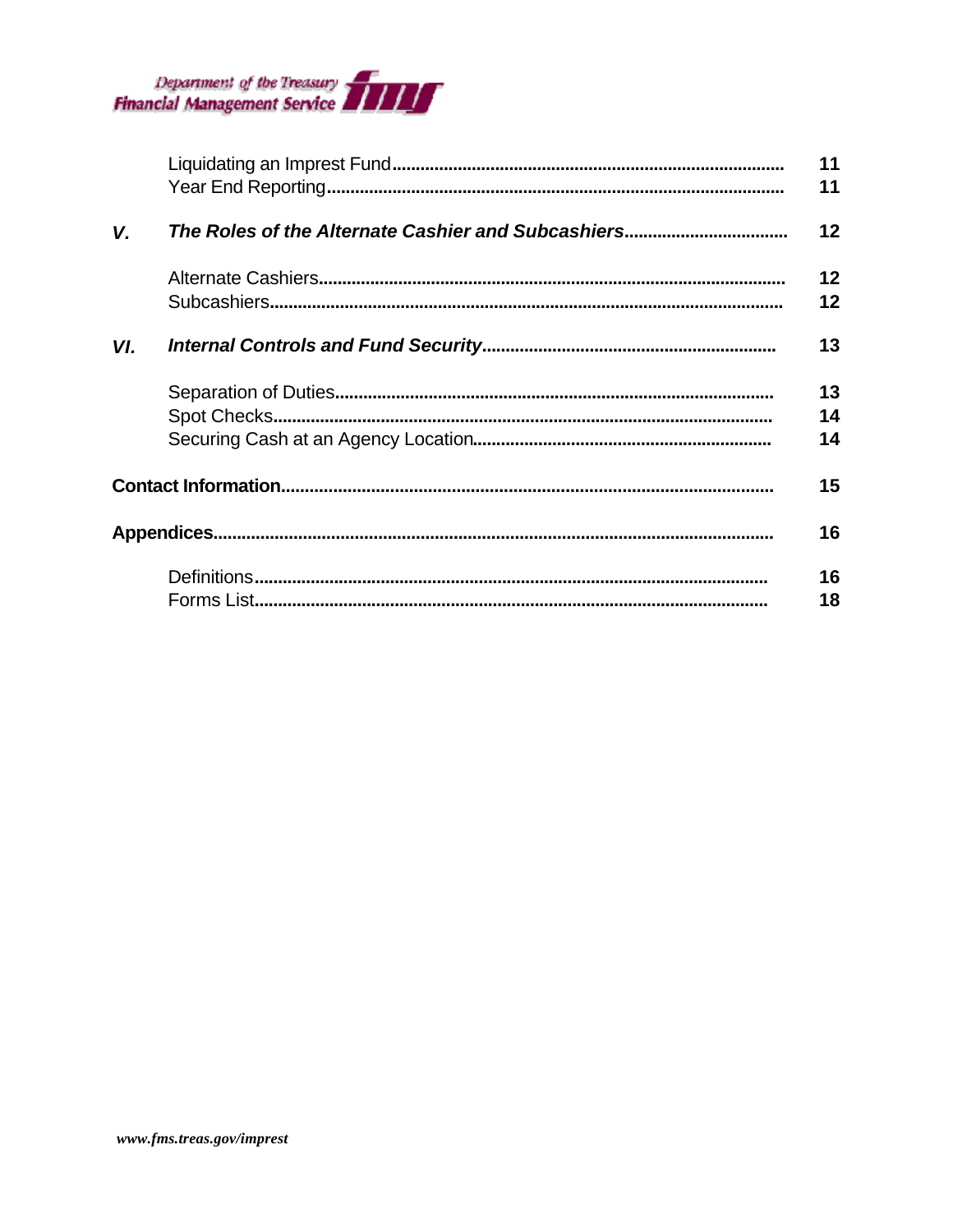| | | |
|---|---|---|
| | Liquidating an Imprest Fund | **11** |
| | Year End Reporting | **11** |
| ***V.*** | ***The Roles of the Alternate Cashier and Subcashiers*** | **12** |
| | Alternate Cashiers | **12** |
| | Subcashiers | **12** |
| ***VI.*** | ***Internal Controls and Fund Security*** | **13** |
| | Separation of Duties | **13** |
| | Spot Checks | **14** |
| | Securing Cash at an Agency Location | **14** |
| **Contact Information** | | **15** |
| **Appendices** | | **16** |
| | Definitions | **16** |
| | Forms List | **18** |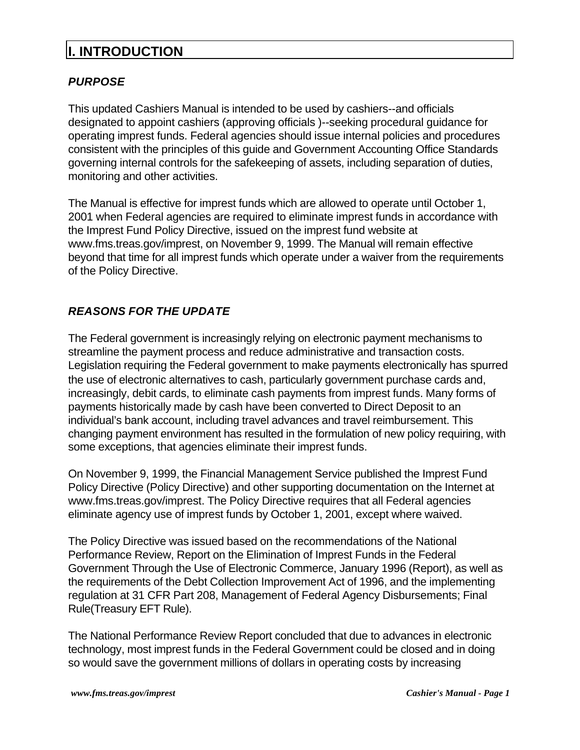# I. INTRODUCTION

### *PURPOSE*

This updated Cashiers Manual is intended to be used by cashiers--and officials designated to appoint cashiers (approving officials )--seeking procedural guidance for operating imprest funds. Federal agencies should issue internal policies and procedures consistent with the principles of this guide and Government Accounting Office Standards governing internal controls for the safekeeping of assets, including separation of duties, monitoring and other activities.

The Manual is effective for imprest funds which are allowed to operate until October 1, 2001 when Federal agencies are required to eliminate imprest funds in accordance with the Imprest Fund Policy Directive, issued on the imprest fund website at www.fms.treas.gov/imprest, on November 9, 1999. The Manual will remain effective beyond that time for all imprest funds which operate under a waiver from the requirements of the Policy Directive.

### *REASONS FOR THE UPDATE*

The Federal government is increasingly relying on electronic payment mechanisms to streamline the payment process and reduce administrative and transaction costs. Legislation requiring the Federal government to make payments electronically has spurred the use of electronic alternatives to cash, particularly government purchase cards and, increasingly, debit cards, to eliminate cash payments from imprest funds. Many forms of payments historically made by cash have been converted to Direct Deposit to an individual's bank account, including travel advances and travel reimbursement. This changing payment environment has resulted in the formulation of new policy requiring, with some exceptions, that agencies eliminate their imprest funds.

On November 9, 1999, the Financial Management Service published the Imprest Fund Policy Directive (Policy Directive) and other supporting documentation on the Internet at www.fms.treas.gov/imprest. The Policy Directive requires that all Federal agencies eliminate agency use of imprest funds by October 1, 2001, except where waived.

The Policy Directive was issued based on the recommendations of the National Performance Review, Report on the Elimination of Imprest Funds in the Federal Government Through the Use of Electronic Commerce, January 1996 (Report), as well as the requirements of the Debt Collection Improvement Act of 1996, and the implementing regulation at 31 CFR Part 208, Management of Federal Agency Disbursements; Final Rule(Treasury EFT Rule).

The National Performance Review Report concluded that due to advances in electronic technology, most imprest funds in the Federal Government could be closed and in doing so would save the government millions of dollars in operating costs by increasing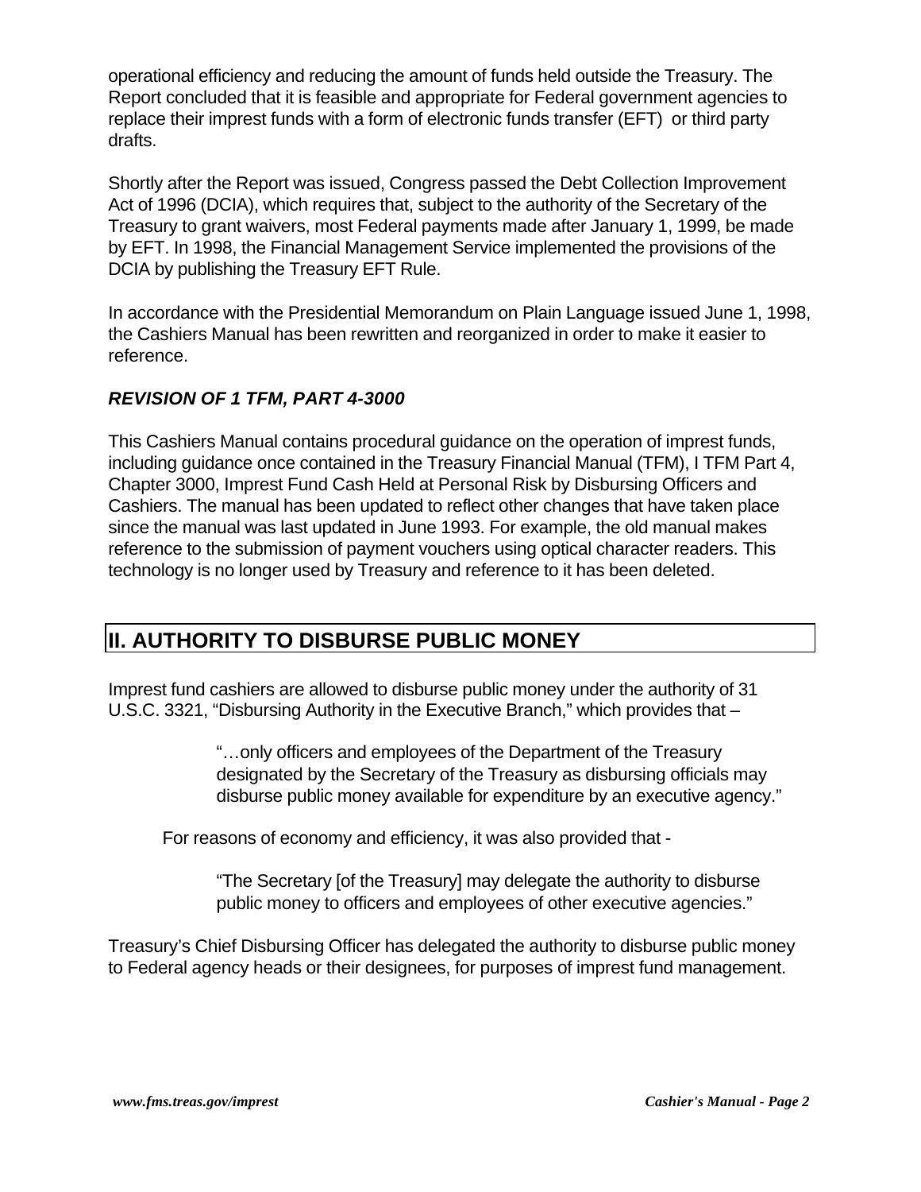operational efficiency and reducing the amount of funds held outside the Treasury. The Report concluded that it is feasible and appropriate for Federal government agencies to replace their imprest funds with a form of electronic funds transfer (EFT) or third party drafts.

Shortly after the Report was issued, Congress passed the Debt Collection Improvement Act of 1996 (DCIA), which requires that, subject to the authority of the Secretary of the Treasury to grant waivers, most Federal payments made after January 1, 1999, be made by EFT. In 1998, the Financial Management Service implemented the provisions of the DCIA by publishing the Treasury EFT Rule.

In accordance with the Presidential Memorandum on Plain Language issued June 1, 1998, the Cashiers Manual has been rewritten and reorganized in order to make it easier to reference.

***REVISION OF 1 TFM, PART 4-3000***

This Cashiers Manual contains procedural guidance on the operation of imprest funds, including guidance once contained in the Treasury Financial Manual (TFM), I TFM Part 4, Chapter 3000, Imprest Fund Cash Held at Personal Risk by Disbursing Officers and Cashiers. The manual has been updated to reflect other changes that have taken place since the manual was last updated in June 1993. For example, the old manual makes reference to the submission of payment vouchers using optical character readers. This technology is no longer used by Treasury and reference to it has been deleted.

## II. AUTHORITY TO DISBURSE PUBLIC MONEY

Imprest fund cashiers are allowed to disburse public money under the authority of 31 U.S.C. 3321, "Disbursing Authority in the Executive Branch," which provides that –

> "…only officers and employees of the Department of the Treasury designated by the Secretary of the Treasury as disbursing officials may disburse public money available for expenditure by an executive agency."

For reasons of economy and efficiency, it was also provided that -

> "The Secretary [of the Treasury] may delegate the authority to disburse public money to officers and employees of other executive agencies."

Treasury's Chief Disbursing Officer has delegated the authority to disburse public money to Federal agency heads or their designees, for purposes of imprest fund management.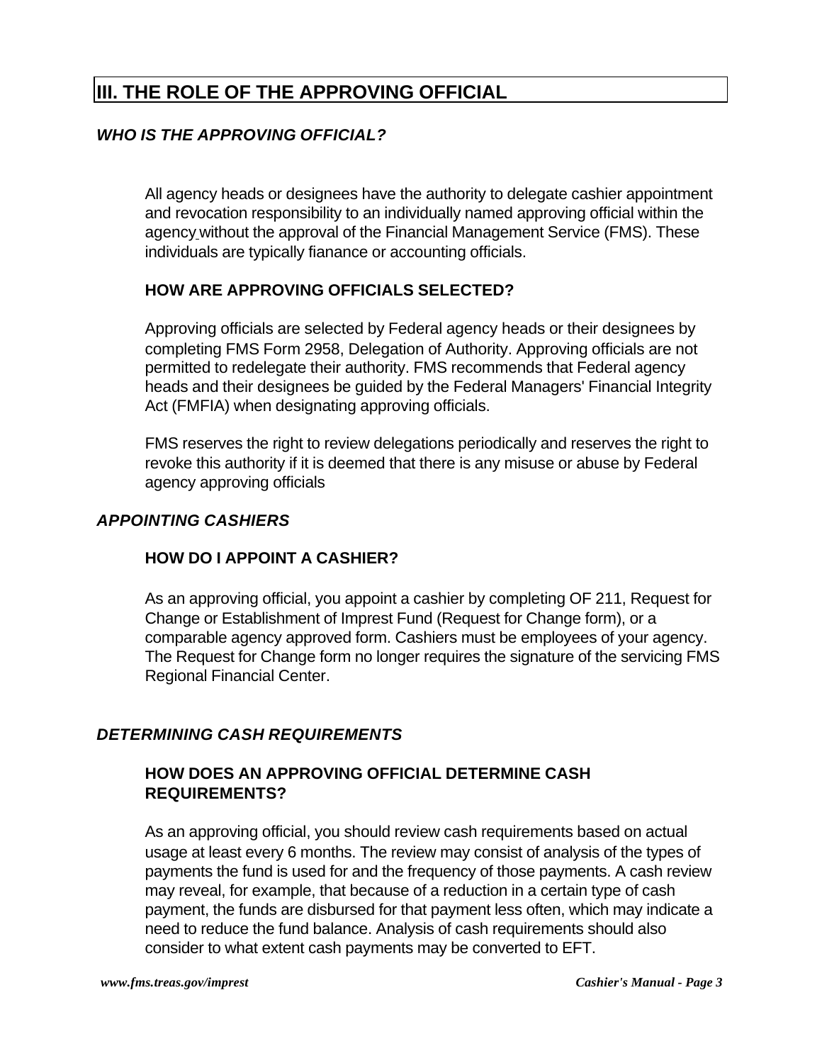# III. THE ROLE OF THE APPROVING OFFICIAL

## *WHO IS THE APPROVING OFFICIAL?*

All agency heads or designees have the authority to delegate cashier appointment and revocation responsibility to an individually named approving official within the agency without the approval of the Financial Management Service (FMS). These individuals are typically fianance or accounting officials.

### HOW ARE APPROVING OFFICIALS SELECTED?

Approving officials are selected by Federal agency heads or their designees by completing FMS Form 2958, Delegation of Authority. Approving officials are not permitted to redelegate their authority. FMS recommends that Federal agency heads and their designees be guided by the Federal Managers' Financial Integrity Act (FMFIA) when designating approving officials.

FMS reserves the right to review delegations periodically and reserves the right to revoke this authority if it is deemed that there is any misuse or abuse by Federal agency approving officials

## *APPOINTING CASHIERS*

### HOW DO I APPOINT A CASHIER?

As an approving official, you appoint a cashier by completing OF 211, Request for Change or Establishment of Imprest Fund (Request for Change form), or a comparable agency approved form. Cashiers must be employees of your agency. The Request for Change form no longer requires the signature of the servicing FMS Regional Financial Center.

## *DETERMINING CASH REQUIREMENTS*

### HOW DOES AN APPROVING OFFICIAL DETERMINE CASH REQUIREMENTS?

As an approving official, you should review cash requirements based on actual usage at least every 6 months. The review may consist of analysis of the types of payments the fund is used for and the frequency of those payments. A cash review may reveal, for example, that because of a reduction in a certain type of cash payment, the funds are disbursed for that payment less often, which may indicate a need to reduce the fund balance. Analysis of cash requirements should also consider to what extent cash payments may be converted to EFT.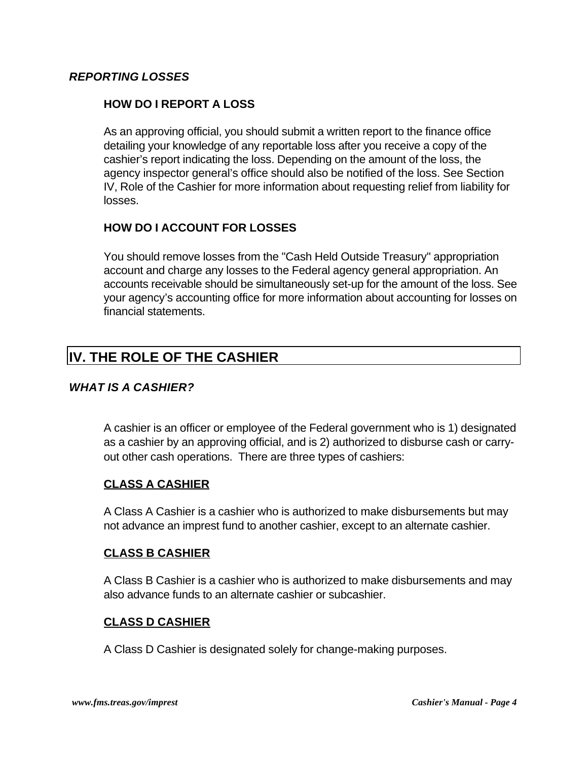### *REPORTING LOSSES*

#### HOW DO I REPORT A LOSS

As an approving official, you should submit a written report to the finance office detailing your knowledge of any reportable loss after you receive a copy of the cashier's report indicating the loss. Depending on the amount of the loss, the agency inspector general's office should also be notified of the loss. See Section IV, Role of the Cashier for more information about requesting relief from liability for losses.

#### HOW DO I ACCOUNT FOR LOSSES

You should remove losses from the "Cash Held Outside Treasury" appropriation account and charge any losses to the Federal agency general appropriation. An accounts receivable should be simultaneously set-up for the amount of the loss. See your agency's accounting office for more information about accounting for losses on financial statements.

## IV. THE ROLE OF THE CASHIER

### *WHAT IS A CASHIER?*

A cashier is an officer or employee of the Federal government who is 1) designated as a cashier by an approving official, and is 2) authorized to disburse cash or carry-out other cash operations. There are three types of cashiers:

#### CLASS A CASHIER

A Class A Cashier is a cashier who is authorized to make disbursements but may not advance an imprest fund to another cashier, except to an alternate cashier.

#### CLASS B CASHIER

A Class B Cashier is a cashier who is authorized to make disbursements and may also advance funds to an alternate cashier or subcashier.

#### CLASS D CASHIER

A Class D Cashier is designated solely for change-making purposes.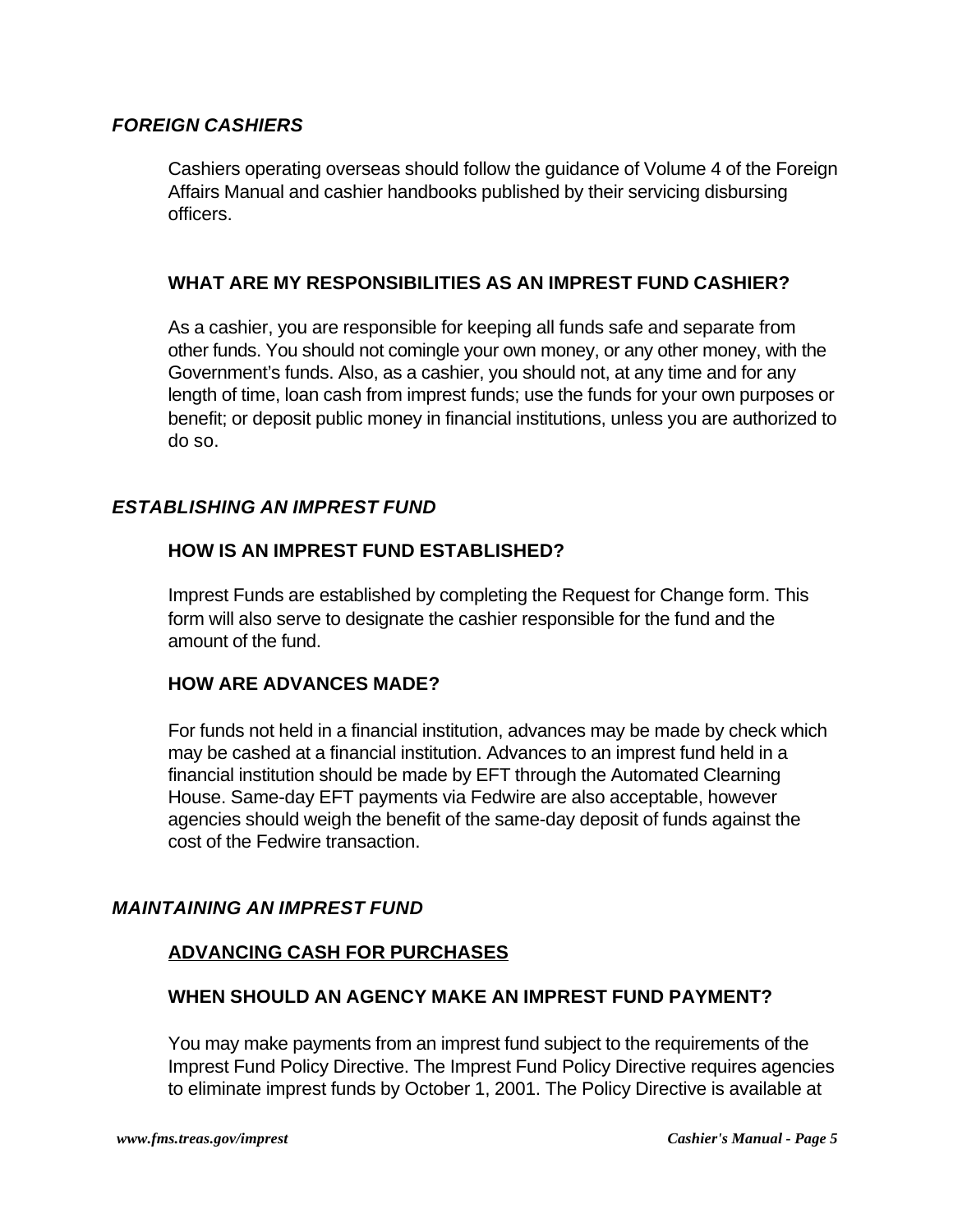## *FOREIGN CASHIERS*

Cashiers operating overseas should follow the guidance of Volume 4 of the Foreign Affairs Manual and cashier handbooks published by their servicing disbursing officers.

### WHAT ARE MY RESPONSIBILITIES AS AN IMPREST FUND CASHIER?

As a cashier, you are responsible for keeping all funds safe and separate from other funds. You should not comingle your own money, or any other money, with the Government's funds. Also, as a cashier, you should not, at any time and for any length of time, loan cash from imprest funds; use the funds for your own purposes or benefit; or deposit public money in financial institutions, unless you are authorized to do so.

## *ESTABLISHING AN IMPREST FUND*

### HOW IS AN IMPREST FUND ESTABLISHED?

Imprest Funds are established by completing the Request for Change form. This form will also serve to designate the cashier responsible for the fund and the amount of the fund.

### HOW ARE ADVANCES MADE?

For funds not held in a financial institution, advances may be made by check which may be cashed at a financial institution. Advances to an imprest fund held in a financial institution should be made by EFT through the Automated Clearning House. Same-day EFT payments via Fedwire are also acceptable, however agencies should weigh the benefit of the same-day deposit of funds against the cost of the Fedwire transaction.

## *MAINTAINING AN IMPREST FUND*

### <u>ADVANCING CASH FOR PURCHASES</u>

### WHEN SHOULD AN AGENCY MAKE AN IMPREST FUND PAYMENT?

You may make payments from an imprest fund subject to the requirements of the Imprest Fund Policy Directive. The Imprest Fund Policy Directive requires agencies to eliminate imprest funds by October 1, 2001. The Policy Directive is available at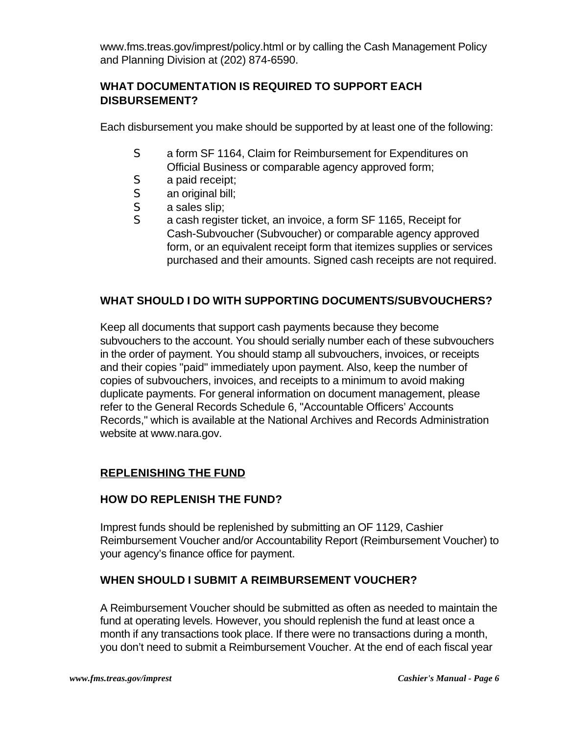www.fms.treas.gov/imprest/policy.html or by calling the Cash Management Policy and Planning Division at (202) 874-6590.

### WHAT DOCUMENTATION IS REQUIRED TO SUPPORT EACH DISBURSEMENT?

Each disbursement you make should be supported by at least one of the following:

- a form SF 1164, Claim for Reimbursement for Expenditures on Official Business or comparable agency approved form;
- a paid receipt;
- an original bill;
- a sales slip;
- a cash register ticket, an invoice, a form SF 1165, Receipt for Cash-Subvoucher (Subvoucher) or comparable agency approved form, or an equivalent receipt form that itemizes supplies or services purchased and their amounts. Signed cash receipts are not required.

### WHAT SHOULD I DO WITH SUPPORTING DOCUMENTS/SUBVOUCHERS?

Keep all documents that support cash payments because they become subvouchers to the account. You should serially number each of these subvouchers in the order of payment. You should stamp all subvouchers, invoices, or receipts and their copies "paid" immediately upon payment. Also, keep the number of copies of subvouchers, invoices, and receipts to a minimum to avoid making duplicate payments. For general information on document management, please refer to the General Records Schedule 6, "Accountable Officers' Accounts Records," which is available at the National Archives and Records Administration website at www.nara.gov.

## REPLENISHING THE FUND

### HOW DO REPLENISH THE FUND?

Imprest funds should be replenished by submitting an OF 1129, Cashier Reimbursement Voucher and/or Accountability Report (Reimbursement Voucher) to your agency's finance office for payment.

### WHEN SHOULD I SUBMIT A REIMBURSEMENT VOUCHER?

A Reimbursement Voucher should be submitted as often as needed to maintain the fund at operating levels. However, you should replenish the fund at least once a month if any transactions took place. If there were no transactions during a month, you don't need to submit a Reimbursement Voucher. At the end of each fiscal year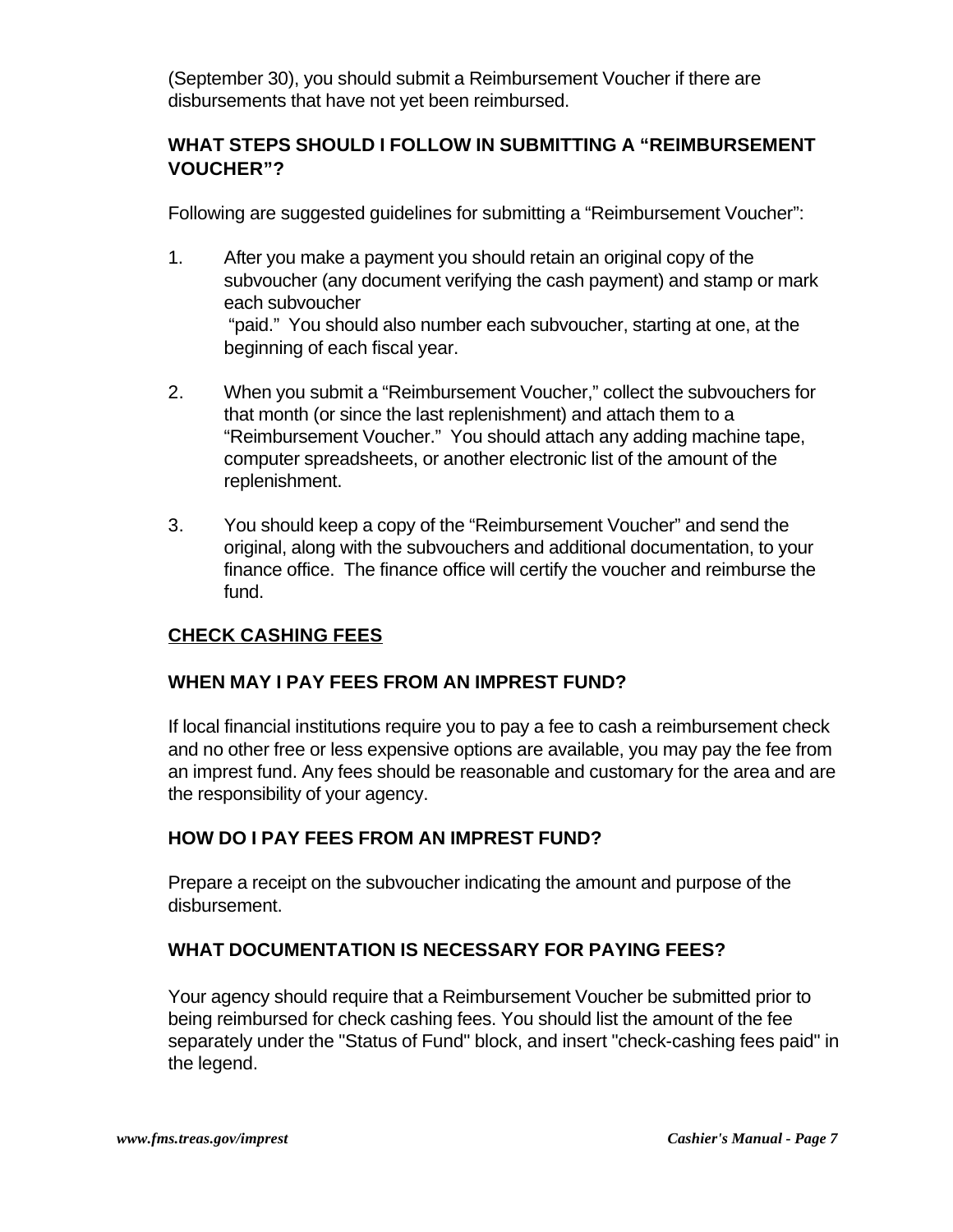(September 30), you should submit a Reimbursement Voucher if there are disbursements that have not yet been reimbursed.

### WHAT STEPS SHOULD I FOLLOW IN SUBMITTING A "REIMBURSEMENT VOUCHER"?

Following are suggested guidelines for submitting a "Reimbursement Voucher":

1. After you make a payment you should retain an original copy of the subvoucher (any document verifying the cash payment) and stamp or mark each subvoucher "paid." You should also number each subvoucher, starting at one, at the beginning of each fiscal year.

2. When you submit a "Reimbursement Voucher," collect the subvouchers for that month (or since the last replenishment) and attach them to a "Reimbursement Voucher." You should attach any adding machine tape, computer spreadsheets, or another electronic list of the amount of the replenishment.

3. You should keep a copy of the "Reimbursement Voucher" and send the original, along with the subvouchers and additional documentation, to your finance office. The finance office will certify the voucher and reimburse the fund.

## CHECK CASHING FEES

### WHEN MAY I PAY FEES FROM AN IMPREST FUND?

If local financial institutions require you to pay a fee to cash a reimbursement check and no other free or less expensive options are available, you may pay the fee from an imprest fund. Any fees should be reasonable and customary for the area and are the responsibility of your agency.

### HOW DO I PAY FEES FROM AN IMPREST FUND?

Prepare a receipt on the subvoucher indicating the amount and purpose of the disbursement.

### WHAT DOCUMENTATION IS NECESSARY FOR PAYING FEES?

Your agency should require that a Reimbursement Voucher be submitted prior to being reimbursed for check cashing fees. You should list the amount of the fee separately under the "Status of Fund" block, and insert "check-cashing fees paid" in the legend.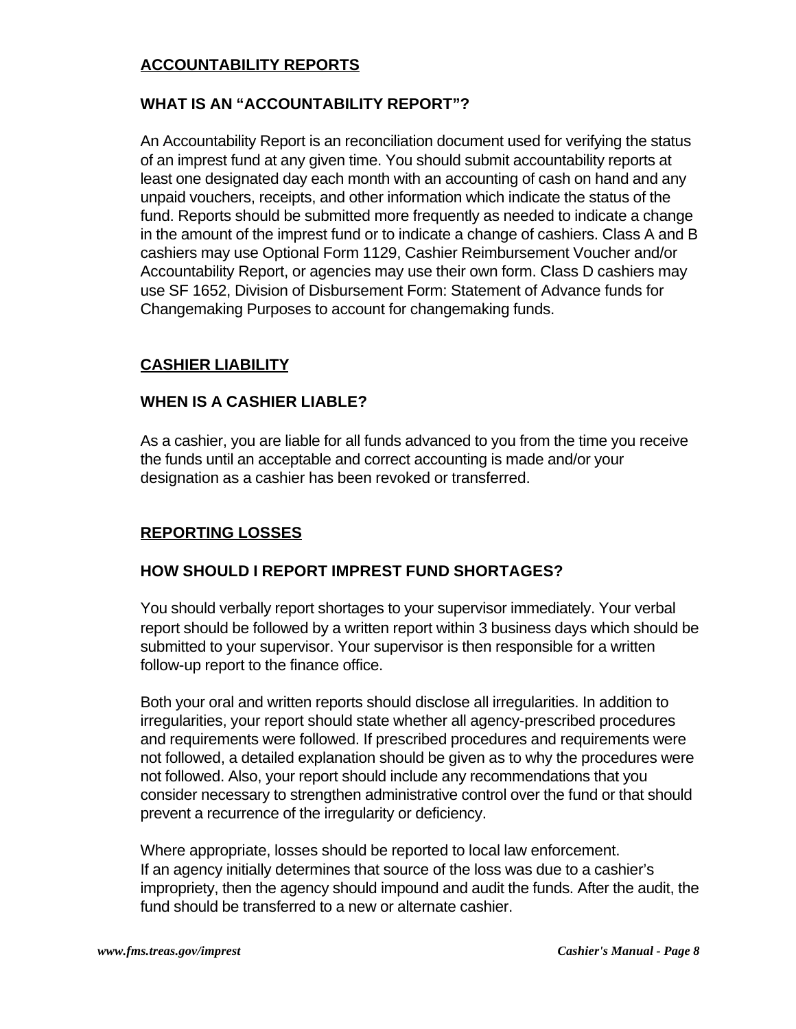## ACCOUNTABILITY REPORTS

### WHAT IS AN "ACCOUNTABILITY REPORT"?

An Accountability Report is an reconciliation document used for verifying the status of an imprest fund at any given time. You should submit accountability reports at least one designated day each month with an accounting of cash on hand and any unpaid vouchers, receipts, and other information which indicate the status of the fund. Reports should be submitted more frequently as needed to indicate a change in the amount of the imprest fund or to indicate a change of cashiers. Class A and B cashiers may use Optional Form 1129, Cashier Reimbursement Voucher and/or Accountability Report, or agencies may use their own form. Class D cashiers may use SF 1652, Division of Disbursement Form: Statement of Advance funds for Changemaking Purposes to account for changemaking funds.

## CASHIER LIABILITY

### WHEN IS A CASHIER LIABLE?

As a cashier, you are liable for all funds advanced to you from the time you receive the funds until an acceptable and correct accounting is made and/or your designation as a cashier has been revoked or transferred.

## REPORTING LOSSES

### HOW SHOULD I REPORT IMPREST FUND SHORTAGES?

You should verbally report shortages to your supervisor immediately. Your verbal report should be followed by a written report within 3 business days which should be submitted to your supervisor. Your supervisor is then responsible for a written follow-up report to the finance office.

Both your oral and written reports should disclose all irregularities. In addition to irregularities, your report should state whether all agency-prescribed procedures and requirements were followed. If prescribed procedures and requirements were not followed, a detailed explanation should be given as to why the procedures were not followed. Also, your report should include any recommendations that you consider necessary to strengthen administrative control over the fund or that should prevent a recurrence of the irregularity or deficiency.

Where appropriate, losses should be reported to local law enforcement.
If an agency initially determines that source of the loss was due to a cashier's impropriety, then the agency should impound and audit the funds. After the audit, the fund should be transferred to a new or alternate cashier.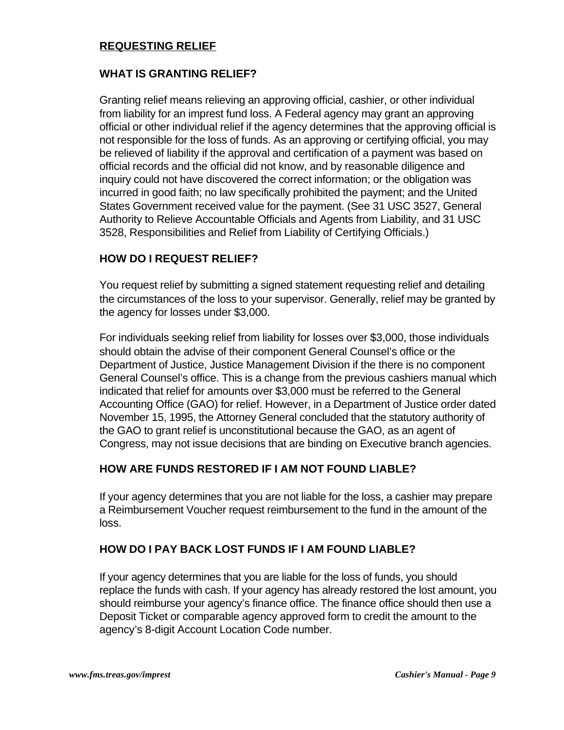## REQUESTING RELIEF

### WHAT IS GRANTING RELIEF?

Granting relief means relieving an approving official, cashier, or other individual from liability for an imprest fund loss. A Federal agency may grant an approving official or other individual relief if the agency determines that the approving official is not responsible for the loss of funds. As an approving or certifying official, you may be relieved of liability if the approval and certification of a payment was based on official records and the official did not know, and by reasonable diligence and inquiry could not have discovered the correct information; or the obligation was incurred in good faith; no law specifically prohibited the payment; and the United States Government received value for the payment. (See 31 USC 3527, General Authority to Relieve Accountable Officials and Agents from Liability, and 31 USC 3528, Responsibilities and Relief from Liability of Certifying Officials.)

### HOW DO I REQUEST RELIEF?

You request relief by submitting a signed statement requesting relief and detailing the circumstances of the loss to your supervisor. Generally, relief may be granted by the agency for losses under $3,000.

For individuals seeking relief from liability for losses over $3,000, those individuals should obtain the advise of their component General Counsel's office or the Department of Justice, Justice Management Division if the there is no component General Counsel's office. This is a change from the previous cashiers manual which indicated that relief for amounts over $3,000 must be referred to the General Accounting Office (GAO) for relief. However, in a Department of Justice order dated November 15, 1995, the Attorney General concluded that the statutory authority of the GAO to grant relief is unconstitutional because the GAO, as an agent of Congress, may not issue decisions that are binding on Executive branch agencies.

### HOW ARE FUNDS RESTORED IF I AM NOT FOUND LIABLE?

If your agency determines that you are not liable for the loss, a cashier may prepare a Reimbursement Voucher request reimbursement to the fund in the amount of the loss.

### HOW DO I PAY BACK LOST FUNDS IF I AM FOUND LIABLE?

If your agency determines that you are liable for the loss of funds, you should replace the funds with cash. If your agency has already restored the lost amount, you should reimburse your agency's finance office. The finance office should then use a Deposit Ticket or comparable agency approved form to credit the amount to the agency's 8-digit Account Location Code number.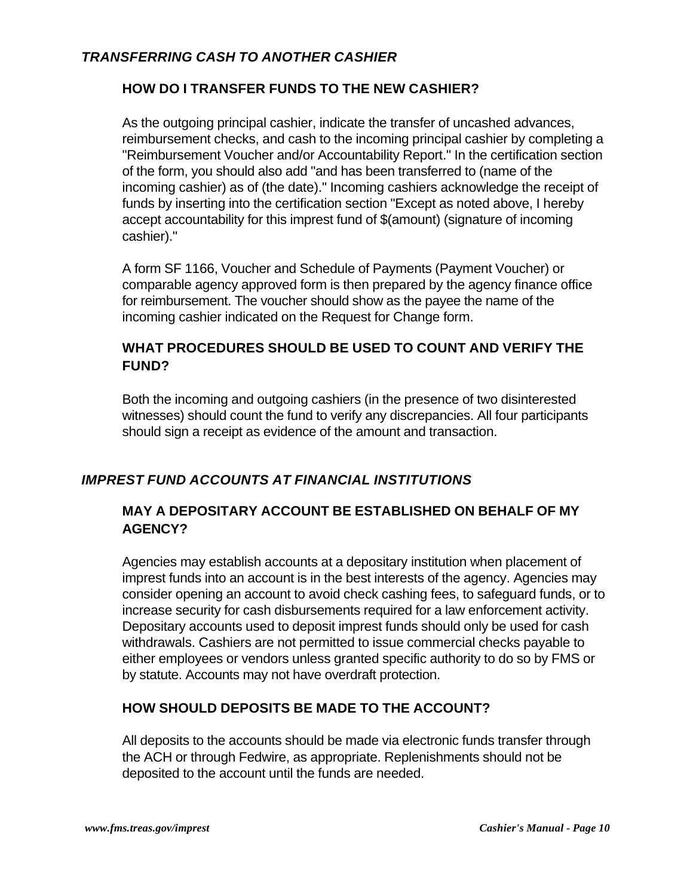## *TRANSFERRING CASH TO ANOTHER CASHIER*

### HOW DO I TRANSFER FUNDS TO THE NEW CASHIER?

As the outgoing principal cashier, indicate the transfer of uncashed advances, reimbursement checks, and cash to the incoming principal cashier by completing a "Reimbursement Voucher and/or Accountability Report." In the certification section of the form, you should also add "and has been transferred to (name of the incoming cashier) as of (the date)." Incoming cashiers acknowledge the receipt of funds by inserting into the certification section "Except as noted above, I hereby accept accountability for this imprest fund of $(amount) (signature of incoming cashier)."

A form SF 1166, Voucher and Schedule of Payments (Payment Voucher) or comparable agency approved form is then prepared by the agency finance office for reimbursement. The voucher should show as the payee the name of the incoming cashier indicated on the Request for Change form.

### WHAT PROCEDURES SHOULD BE USED TO COUNT AND VERIFY THE FUND?

Both the incoming and outgoing cashiers (in the presence of two disinterested witnesses) should count the fund to verify any discrepancies. All four participants should sign a receipt as evidence of the amount and transaction.

## *IMPREST FUND ACCOUNTS AT FINANCIAL INSTITUTIONS*

### MAY A DEPOSITARY ACCOUNT BE ESTABLISHED ON BEHALF OF MY AGENCY?

Agencies may establish accounts at a depositary institution when placement of imprest funds into an account is in the best interests of the agency. Agencies may consider opening an account to avoid check cashing fees, to safeguard funds, or to increase security for cash disbursements required for a law enforcement activity. Depositary accounts used to deposit imprest funds should only be used for cash withdrawals. Cashiers are not permitted to issue commercial checks payable to either employees or vendors unless granted specific authority to do so by FMS or by statute. Accounts may not have overdraft protection.

### HOW SHOULD DEPOSITS BE MADE TO THE ACCOUNT?

All deposits to the accounts should be made via electronic funds transfer through the ACH or through Fedwire, as appropriate. Replenishments should not be deposited to the account until the funds are needed.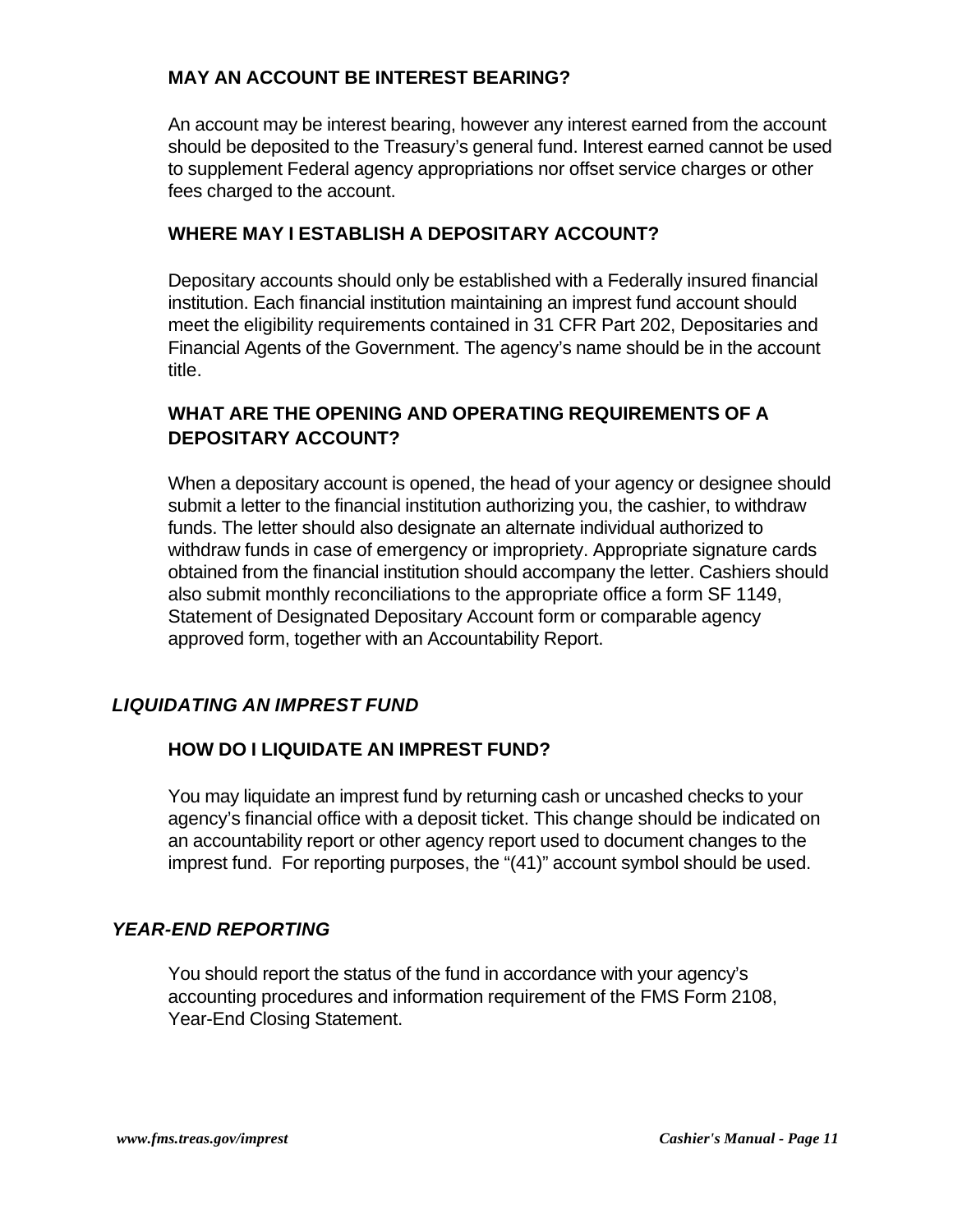### MAY AN ACCOUNT BE INTEREST BEARING?

An account may be interest bearing, however any interest earned from the account should be deposited to the Treasury's general fund. Interest earned cannot be used to supplement Federal agency appropriations nor offset service charges or other fees charged to the account.

### WHERE MAY I ESTABLISH A DEPOSITARY ACCOUNT?

Depositary accounts should only be established with a Federally insured financial institution. Each financial institution maintaining an imprest fund account should meet the eligibility requirements contained in 31 CFR Part 202, Depositaries and Financial Agents of the Government. The agency's name should be in the account title.

### WHAT ARE THE OPENING AND OPERATING REQUIREMENTS OF A DEPOSITARY ACCOUNT?

When a depositary account is opened, the head of your agency or designee should submit a letter to the financial institution authorizing you, the cashier, to withdraw funds. The letter should also designate an alternate individual authorized to withdraw funds in case of emergency or impropriety. Appropriate signature cards obtained from the financial institution should accompany the letter. Cashiers should also submit monthly reconciliations to the appropriate office a form SF 1149, Statement of Designated Depositary Account form or comparable agency approved form, together with an Accountability Report.

## *LIQUIDATING AN IMPREST FUND*

### HOW DO I LIQUIDATE AN IMPREST FUND?

You may liquidate an imprest fund by returning cash or uncashed checks to your agency's financial office with a deposit ticket. This change should be indicated on an accountability report or other agency report used to document changes to the imprest fund. For reporting purposes, the "(41)" account symbol should be used.

## *YEAR-END REPORTING*

You should report the status of the fund in accordance with your agency's accounting procedures and information requirement of the FMS Form 2108, Year-End Closing Statement.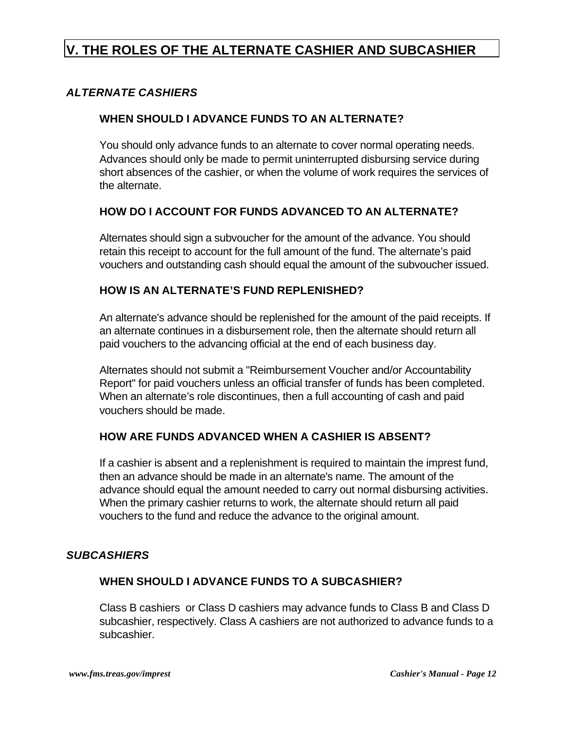# V. THE ROLES OF THE ALTERNATE CASHIER AND SUBCASHIER

## *ALTERNATE CASHIERS*

### WHEN SHOULD I ADVANCE FUNDS TO AN ALTERNATE?

You should only advance funds to an alternate to cover normal operating needs. Advances should only be made to permit uninterrupted disbursing service during short absences of the cashier, or when the volume of work requires the services of the alternate.

### HOW DO I ACCOUNT FOR FUNDS ADVANCED TO AN ALTERNATE?

Alternates should sign a subvoucher for the amount of the advance. You should retain this receipt to account for the full amount of the fund. The alternate's paid vouchers and outstanding cash should equal the amount of the subvoucher issued.

### HOW IS AN ALTERNATE'S FUND REPLENISHED?

An alternate's advance should be replenished for the amount of the paid receipts. If an alternate continues in a disbursement role, then the alternate should return all paid vouchers to the advancing official at the end of each business day.

Alternates should not submit a "Reimbursement Voucher and/or Accountability Report" for paid vouchers unless an official transfer of funds has been completed. When an alternate's role discontinues, then a full accounting of cash and paid vouchers should be made.

### HOW ARE FUNDS ADVANCED WHEN A CASHIER IS ABSENT?

If a cashier is absent and a replenishment is required to maintain the imprest fund, then an advance should be made in an alternate's name. The amount of the advance should equal the amount needed to carry out normal disbursing activities. When the primary cashier returns to work, the alternate should return all paid vouchers to the fund and reduce the advance to the original amount.

## *SUBCASHIERS*

### WHEN SHOULD I ADVANCE FUNDS TO A SUBCASHIER?

Class B cashiers or Class D cashiers may advance funds to Class B and Class D subcashier, respectively. Class A cashiers are not authorized to advance funds to a subcashier.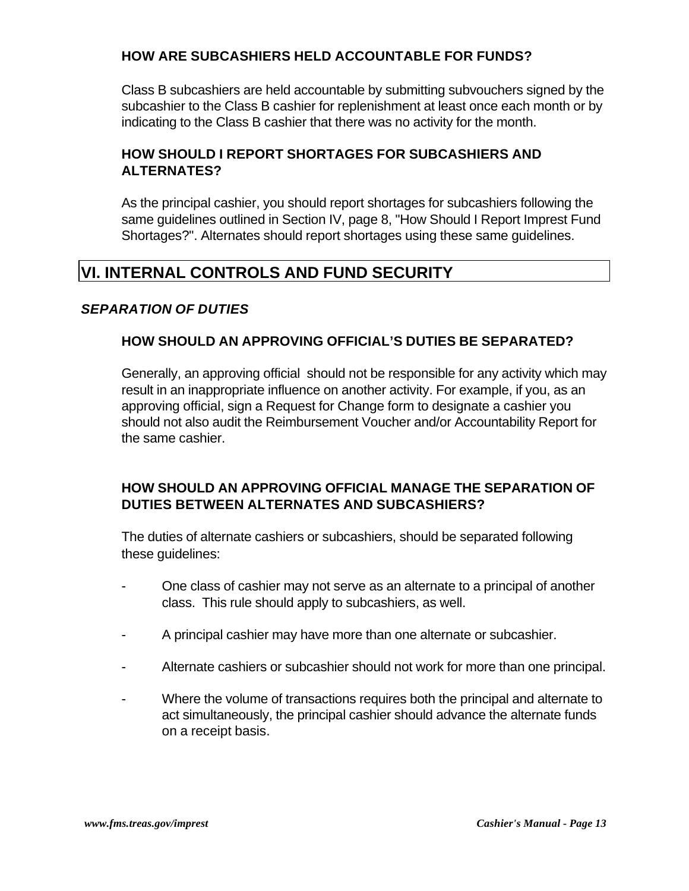### HOW ARE SUBCASHIERS HELD ACCOUNTABLE FOR FUNDS?

Class B subcashiers are held accountable by submitting subvouchers signed by the subcashier to the Class B cashier for replenishment at least once each month or by indicating to the Class B cashier that there was no activity for the month.

### HOW SHOULD I REPORT SHORTAGES FOR SUBCASHIERS AND ALTERNATES?

As the principal cashier, you should report shortages for subcashiers following the same guidelines outlined in Section IV, page 8, "How Should I Report Imprest Fund Shortages?". Alternates should report shortages using these same guidelines.

# VI. INTERNAL CONTROLS AND FUND SECURITY

## *SEPARATION OF DUTIES*

### HOW SHOULD AN APPROVING OFFICIAL'S DUTIES BE SEPARATED?

Generally, an approving official should not be responsible for any activity which may result in an inappropriate influence on another activity. For example, if you, as an approving official, sign a Request for Change form to designate a cashier you should not also audit the Reimbursement Voucher and/or Accountability Report for the same cashier.

### HOW SHOULD AN APPROVING OFFICIAL MANAGE THE SEPARATION OF DUTIES BETWEEN ALTERNATES AND SUBCASHIERS?

The duties of alternate cashiers or subcashiers, should be separated following these guidelines:

- One class of cashier may not serve as an alternate to a principal of another class. This rule should apply to subcashiers, as well.
- A principal cashier may have more than one alternate or subcashier.
- Alternate cashiers or subcashier should not work for more than one principal.
- Where the volume of transactions requires both the principal and alternate to act simultaneously, the principal cashier should advance the alternate funds on a receipt basis.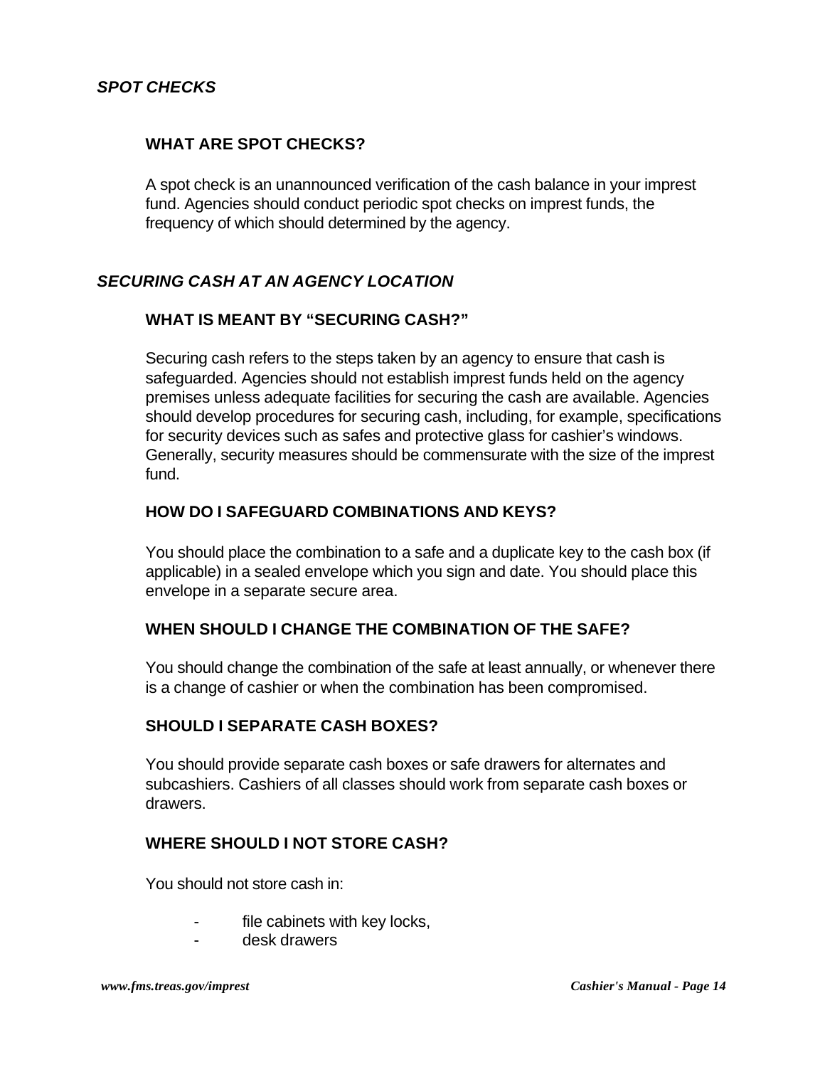## *SPOT CHECKS*

### WHAT ARE SPOT CHECKS?

A spot check is an unannounced verification of the cash balance in your imprest fund. Agencies should conduct periodic spot checks on imprest funds, the frequency of which should determined by the agency.

## *SECURING CASH AT AN AGENCY LOCATION*

### WHAT IS MEANT BY "SECURING CASH?"

Securing cash refers to the steps taken by an agency to ensure that cash is safeguarded. Agencies should not establish imprest funds held on the agency premises unless adequate facilities for securing the cash are available. Agencies should develop procedures for securing cash, including, for example, specifications for security devices such as safes and protective glass for cashier's windows. Generally, security measures should be commensurate with the size of the imprest fund.

### HOW DO I SAFEGUARD COMBINATIONS AND KEYS?

You should place the combination to a safe and a duplicate key to the cash box (if applicable) in a sealed envelope which you sign and date. You should place this envelope in a separate secure area.

### WHEN SHOULD I CHANGE THE COMBINATION OF THE SAFE?

You should change the combination of the safe at least annually, or whenever there is a change of cashier or when the combination has been compromised.

### SHOULD I SEPARATE CASH BOXES?

You should provide separate cash boxes or safe drawers for alternates and subcashiers. Cashiers of all classes should work from separate cash boxes or drawers.

### WHERE SHOULD I NOT STORE CASH?

You should not store cash in:

- file cabinets with key locks,
- desk drawers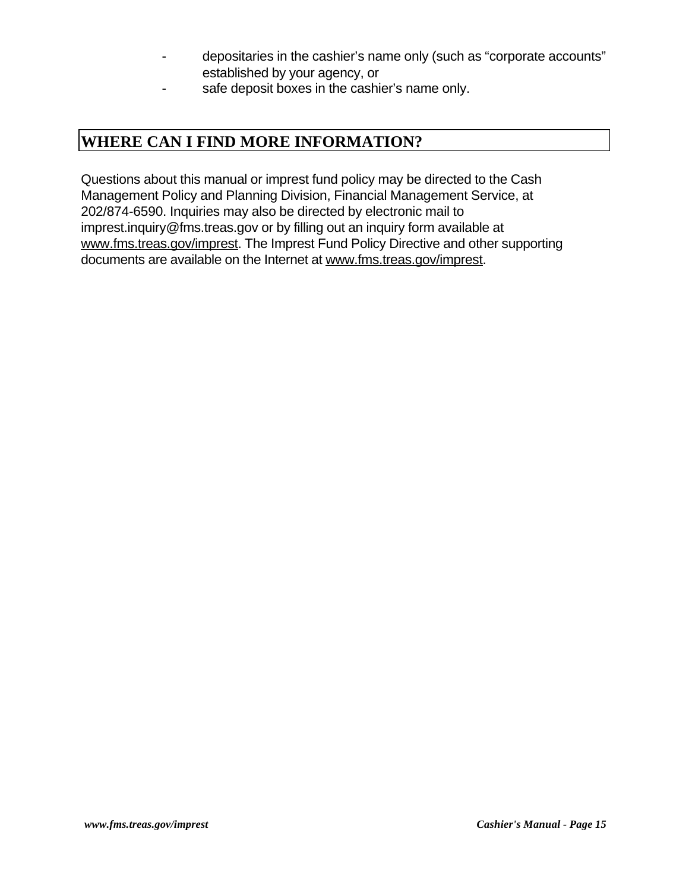- depositaries in the cashier's name only (such as "corporate accounts" established by your agency, or
- safe deposit boxes in the cashier's name only.

## WHERE CAN I FIND MORE INFORMATION?

Questions about this manual or imprest fund policy may be directed to the Cash Management Policy and Planning Division, Financial Management Service, at 202/874-6590. Inquiries may also be directed by electronic mail to imprest.inquiry@fms.treas.gov or by filling out an inquiry form available at www.fms.treas.gov/imprest. The Imprest Fund Policy Directive and other supporting documents are available on the Internet at www.fms.treas.gov/imprest.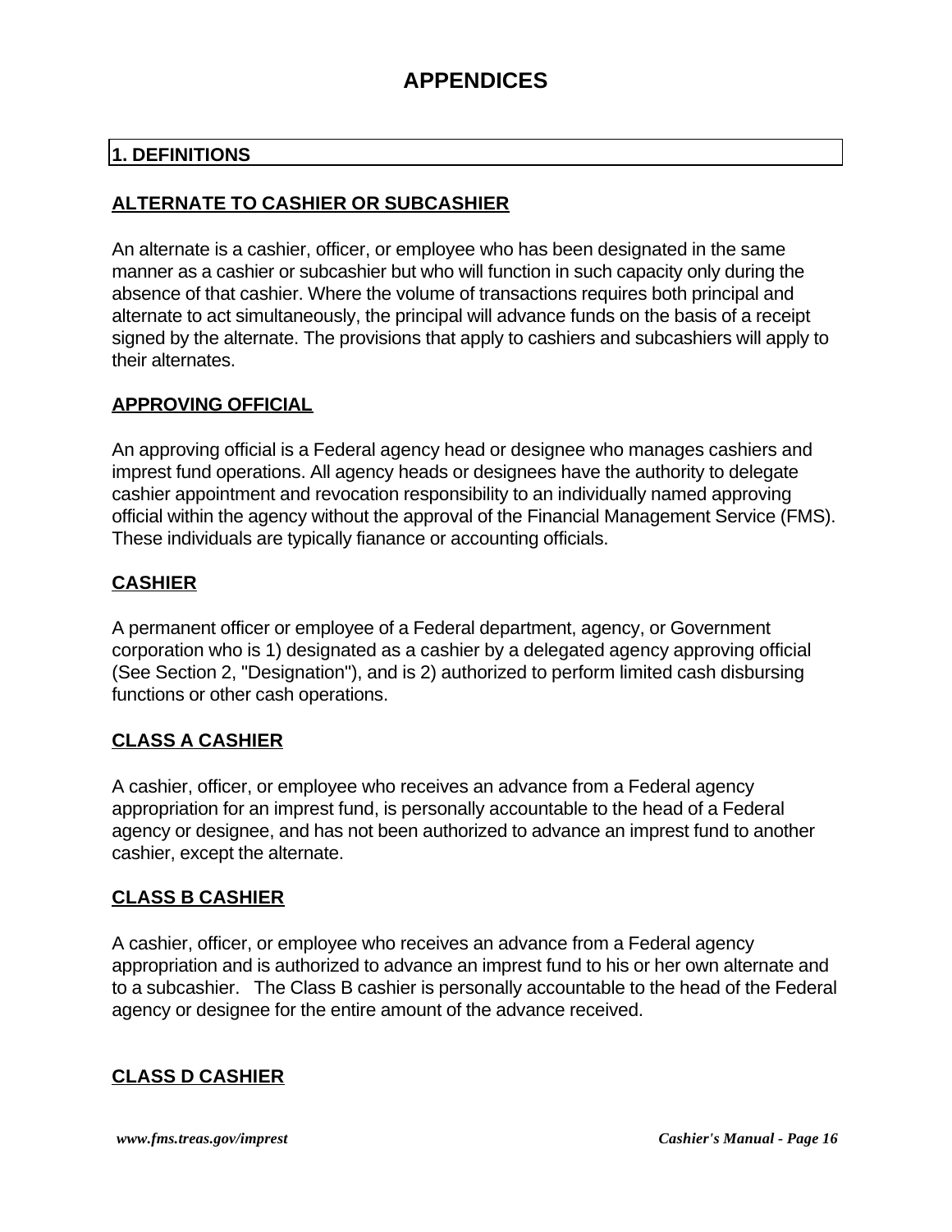# APPENDICES

## 1. DEFINITIONS

### ALTERNATE TO CASHIER OR SUBCASHIER

An alternate is a cashier, officer, or employee who has been designated in the same manner as a cashier or subcashier but who will function in such capacity only during the absence of that cashier. Where the volume of transactions requires both principal and alternate to act simultaneously, the principal will advance funds on the basis of a receipt signed by the alternate. The provisions that apply to cashiers and subcashiers will apply to their alternates.

### APPROVING OFFICIAL

An approving official is a Federal agency head or designee who manages cashiers and imprest fund operations. All agency heads or designees have the authority to delegate cashier appointment and revocation responsibility to an individually named approving official within the agency without the approval of the Financial Management Service (FMS). These individuals are typically fianance or accounting officials.

### CASHIER

A permanent officer or employee of a Federal department, agency, or Government corporation who is 1) designated as a cashier by a delegated agency approving official (See Section 2, "Designation"), and is 2) authorized to perform limited cash disbursing functions or other cash operations.

### CLASS A CASHIER

A cashier, officer, or employee who receives an advance from a Federal agency appropriation for an imprest fund, is personally accountable to the head of a Federal agency or designee, and has not been authorized to advance an imprest fund to another cashier, except the alternate.

### CLASS B CASHIER

A cashier, officer, or employee who receives an advance from a Federal agency appropriation and is authorized to advance an imprest fund to his or her own alternate and to a subcashier. The Class B cashier is personally accountable to the head of the Federal agency or designee for the entire amount of the advance received.

### CLASS D CASHIER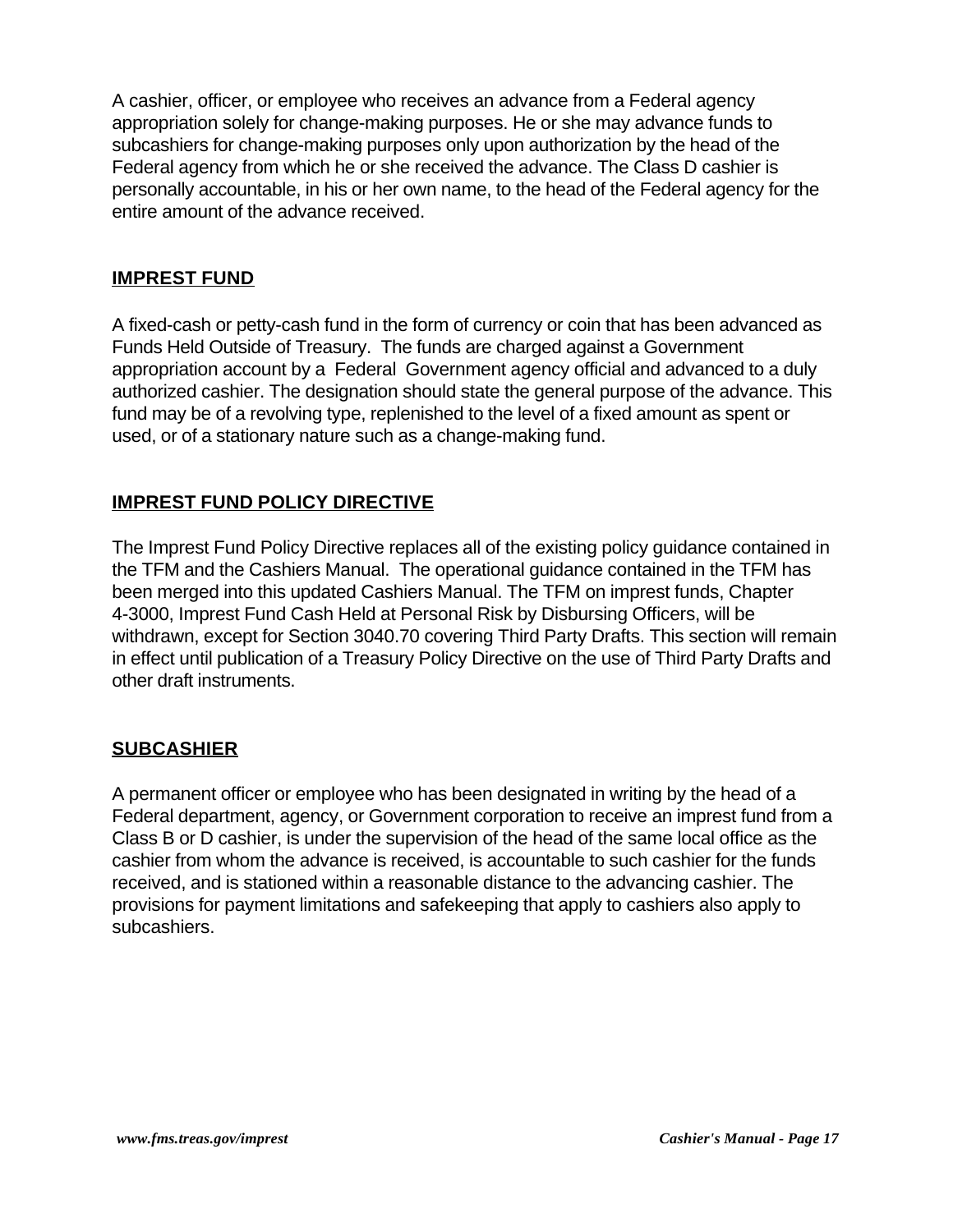A cashier, officer, or employee who receives an advance from a Federal agency appropriation solely for change-making purposes. He or she may advance funds to subcashiers for change-making purposes only upon authorization by the head of the Federal agency from which he or she received the advance. The Class D cashier is personally accountable, in his or her own name, to the head of the Federal agency for the entire amount of the advance received.

## IMPREST FUND

A fixed-cash or petty-cash fund in the form of currency or coin that has been advanced as Funds Held Outside of Treasury. The funds are charged against a Government appropriation account by a Federal Government agency official and advanced to a duly authorized cashier. The designation should state the general purpose of the advance. This fund may be of a revolving type, replenished to the level of a fixed amount as spent or used, or of a stationary nature such as a change-making fund.

## IMPREST FUND POLICY DIRECTIVE

The Imprest Fund Policy Directive replaces all of the existing policy guidance contained in the TFM and the Cashiers Manual. The operational guidance contained in the TFM has been merged into this updated Cashiers Manual. The TFM on imprest funds, Chapter 4-3000, Imprest Fund Cash Held at Personal Risk by Disbursing Officers, will be withdrawn, except for Section 3040.70 covering Third Party Drafts. This section will remain in effect until publication of a Treasury Policy Directive on the use of Third Party Drafts and other draft instruments.

## SUBCASHIER

A permanent officer or employee who has been designated in writing by the head of a Federal department, agency, or Government corporation to receive an imprest fund from a Class B or D cashier, is under the supervision of the head of the same local office as the cashier from whom the advance is received, is accountable to such cashier for the funds received, and is stationed within a reasonable distance to the advancing cashier. The provisions for payment limitations and safekeeping that apply to cashiers also apply to subcashiers.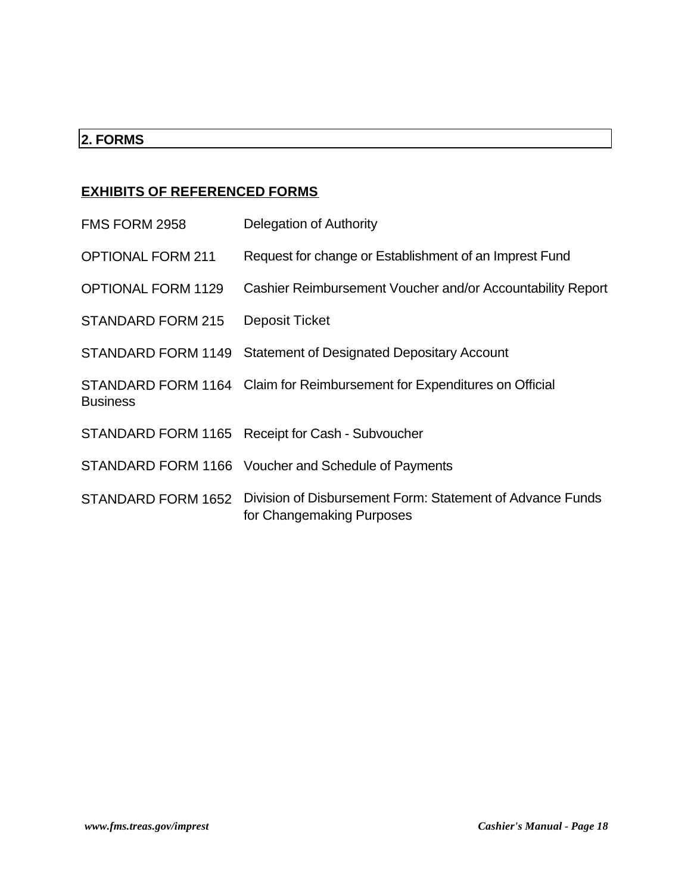## 2. FORMS

**EXHIBITS OF REFERENCED FORMS**

| | |
|---|---|
| FMS FORM 2958 | Delegation of Authority |
| OPTIONAL FORM 211 | Request for change or Establishment of an Imprest Fund |
| OPTIONAL FORM 1129 | Cashier Reimbursement Voucher and/or Accountability Report |
| STANDARD FORM 215 | Deposit Ticket |
| STANDARD FORM 1149 | Statement of Designated Depositary Account |
| STANDARD FORM 1164 | Claim for Reimbursement for Expenditures on Official Business |
| STANDARD FORM 1165 | Receipt for Cash - Subvoucher |
| STANDARD FORM 1166 | Voucher and Schedule of Payments |
| STANDARD FORM 1652 | Division of Disbursement Form: Statement of Advance Funds for Changemaking Purposes |